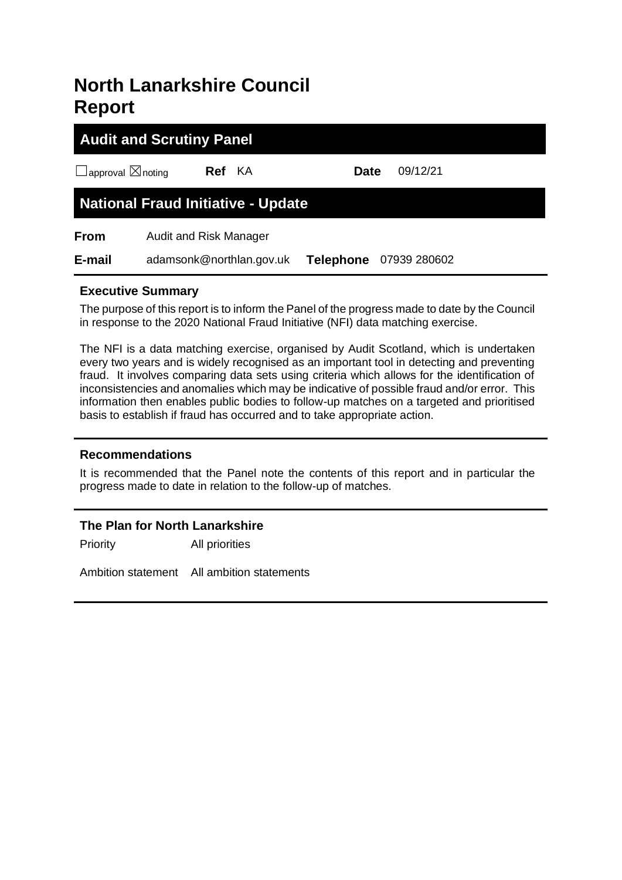# North Lanarkshire Council Report

## Audit and Scrutiny Panel

☐approval ☒noting **Ref** KA **Date** 09/12/21

## National Fraud Initiative - Update

**From** Audit and Risk Manager

**E-mail** adamsonk@northlan.gov.uk **Telephone** 07939 280602

### Executive Summary

The purpose of this report is to inform the Panel of the progress made to date by the Council in response to the 2020 National Fraud Initiative (NFI) data matching exercise.

The NFI is a data matching exercise, organised by Audit Scotland, which is undertaken every two years and is widely recognised as an important tool in detecting and preventing fraud. It involves comparing data sets using criteria which allows for the identification of inconsistencies and anomalies which may be indicative of possible fraud and/or error. This information then enables public bodies to follow-up matches on a targeted and prioritised basis to establish if fraud has occurred and to take appropriate action.

### Recommendations

It is recommended that the Panel note the contents of this report and in particular the progress made to date in relation to the follow-up of matches.

### The Plan for North Lanarkshire

Priority All priorities

Ambition statement All ambition statements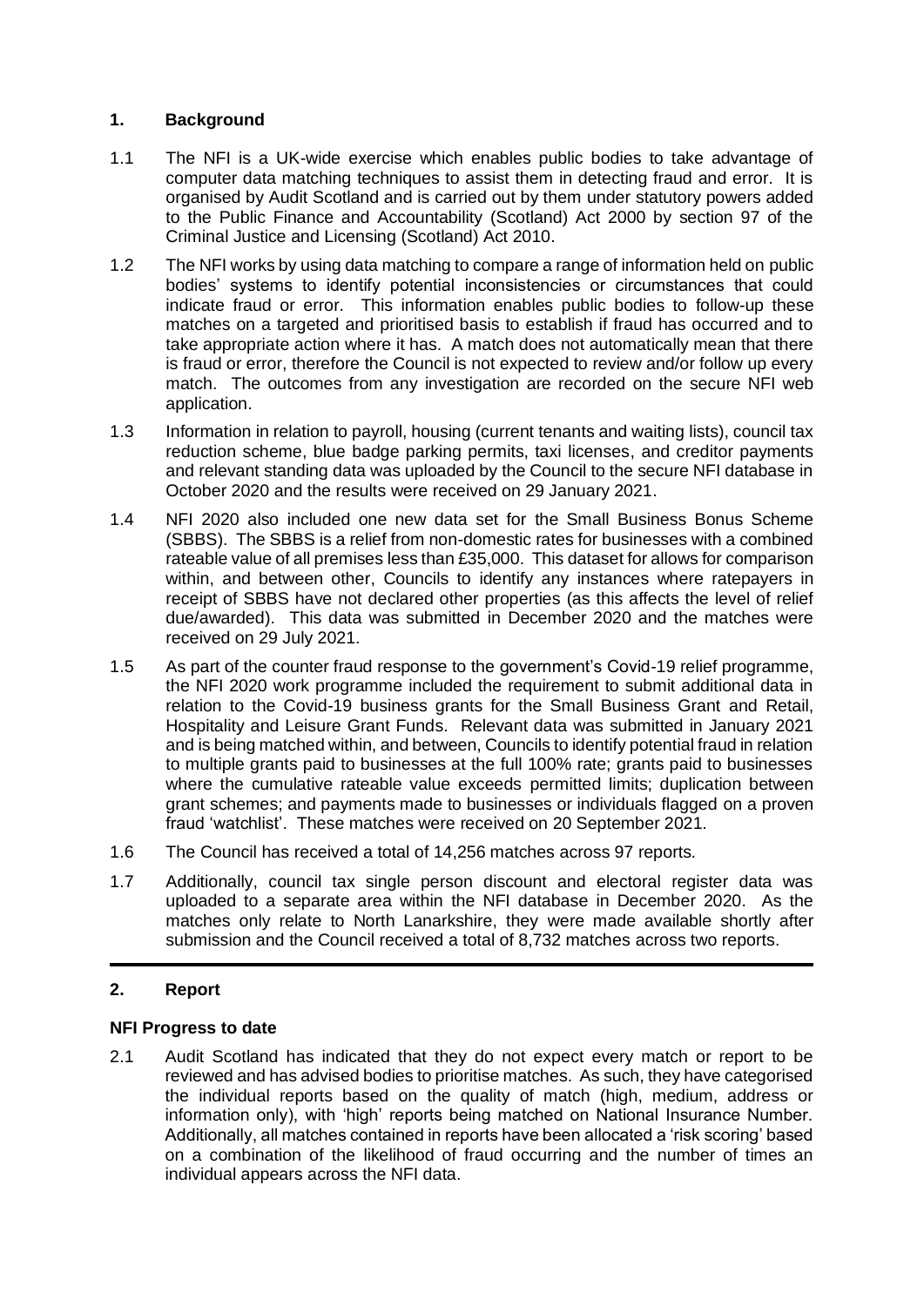## 1. Background

1.1 The NFI is a UK-wide exercise which enables public bodies to take advantage of computer data matching techniques to assist them in detecting fraud and error. It is organised by Audit Scotland and is carried out by them under statutory powers added to the Public Finance and Accountability (Scotland) Act 2000 by section 97 of the Criminal Justice and Licensing (Scotland) Act 2010.

1.2 The NFI works by using data matching to compare a range of information held on public bodies' systems to identify potential inconsistencies or circumstances that could indicate fraud or error. This information enables public bodies to follow-up these matches on a targeted and prioritised basis to establish if fraud has occurred and to take appropriate action where it has. A match does not automatically mean that there is fraud or error, therefore the Council is not expected to review and/or follow up every match. The outcomes from any investigation are recorded on the secure NFI web application.

1.3 Information in relation to payroll, housing (current tenants and waiting lists), council tax reduction scheme, blue badge parking permits, taxi licenses, and creditor payments and relevant standing data was uploaded by the Council to the secure NFI database in October 2020 and the results were received on 29 January 2021.

1.4 NFI 2020 also included one new data set for the Small Business Bonus Scheme (SBBS). The SBBS is a relief from non-domestic rates for businesses with a combined rateable value of all premises less than £35,000. This dataset for allows for comparison within, and between other, Councils to identify any instances where ratepayers in receipt of SBBS have not declared other properties (as this affects the level of relief due/awarded). This data was submitted in December 2020 and the matches were received on 29 July 2021.

1.5 As part of the counter fraud response to the government's Covid-19 relief programme, the NFI 2020 work programme included the requirement to submit additional data in relation to the Covid-19 business grants for the Small Business Grant and Retail, Hospitality and Leisure Grant Funds. Relevant data was submitted in January 2021 and is being matched within, and between, Councils to identify potential fraud in relation to multiple grants paid to businesses at the full 100% rate; grants paid to businesses where the cumulative rateable value exceeds permitted limits; duplication between grant schemes; and payments made to businesses or individuals flagged on a proven fraud 'watchlist'. These matches were received on 20 September 2021.

1.6 The Council has received a total of 14,256 matches across 97 reports.

1.7 Additionally, council tax single person discount and electoral register data was uploaded to a separate area within the NFI database in December 2020. As the matches only relate to North Lanarkshire, they were made available shortly after submission and the Council received a total of 8,732 matches across two reports.

## 2. Report

### NFI Progress to date

2.1 Audit Scotland has indicated that they do not expect every match or report to be reviewed and has advised bodies to prioritise matches. As such, they have categorised the individual reports based on the quality of match (high, medium, address or information only), with 'high' reports being matched on National Insurance Number. Additionally, all matches contained in reports have been allocated a 'risk scoring' based on a combination of the likelihood of fraud occurring and the number of times an individual appears across the NFI data.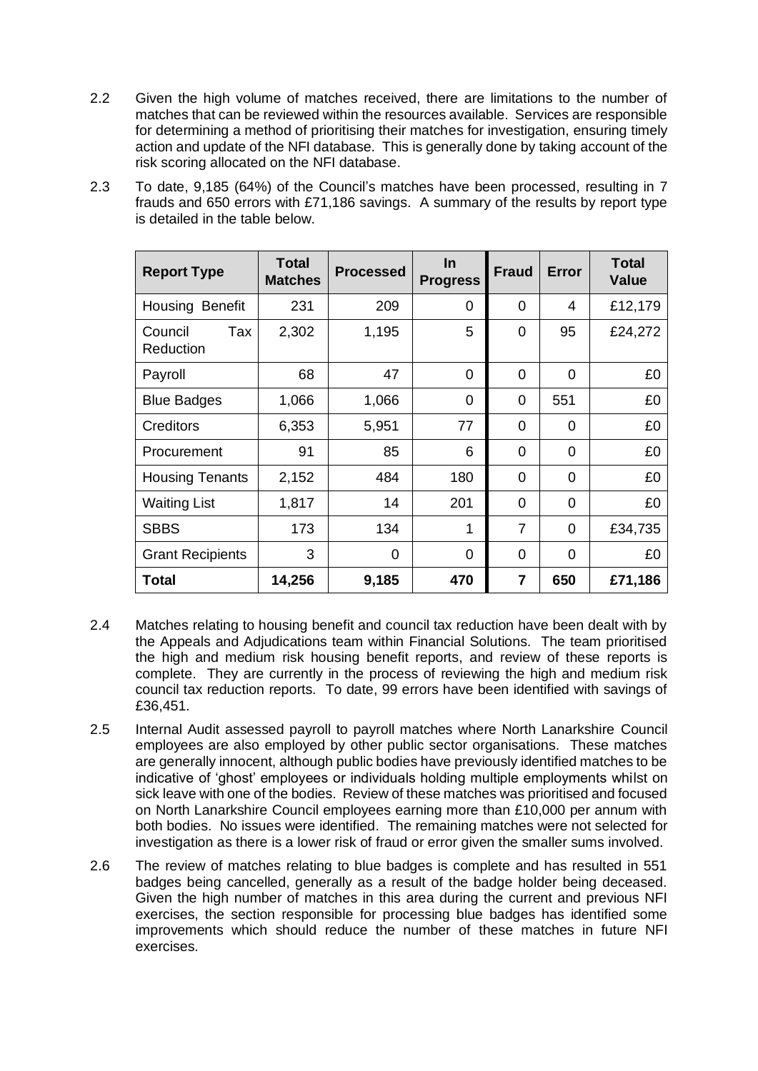2.2 Given the high volume of matches received, there are limitations to the number of matches that can be reviewed within the resources available. Services are responsible for determining a method of prioritising their matches for investigation, ensuring timely action and update of the NFI database. This is generally done by taking account of the risk scoring allocated on the NFI database.

2.3 To date, 9,185 (64%) of the Council's matches have been processed, resulting in 7 frauds and 650 errors with £71,186 savings. A summary of the results by report type is detailed in the table below.

| Report Type | Total Matches | Processed | In Progress | Fraud | Error | Total Value |
|---|---|---|---|---|---|---|
| Housing Benefit | 231 | 209 | 0 | 0 | 4 | £12,179 |
| Council Tax Reduction | 2,302 | 1,195 | 5 | 0 | 95 | £24,272 |
| Payroll | 68 | 47 | 0 | 0 | 0 | £0 |
| Blue Badges | 1,066 | 1,066 | 0 | 0 | 551 | £0 |
| Creditors | 6,353 | 5,951 | 77 | 0 | 0 | £0 |
| Procurement | 91 | 85 | 6 | 0 | 0 | £0 |
| Housing Tenants | 2,152 | 484 | 180 | 0 | 0 | £0 |
| Waiting List | 1,817 | 14 | 201 | 0 | 0 | £0 |
| SBBS | 173 | 134 | 1 | 7 | 0 | £34,735 |
| Grant Recipients | 3 | 0 | 0 | 0 | 0 | £0 |
| **Total** | **14,256** | **9,185** | **470** | **7** | **650** | **£71,186** |

2.4 Matches relating to housing benefit and council tax reduction have been dealt with by the Appeals and Adjudications team within Financial Solutions. The team prioritised the high and medium risk housing benefit reports, and review of these reports is complete. They are currently in the process of reviewing the high and medium risk council tax reduction reports. To date, 99 errors have been identified with savings of £36,451.

2.5 Internal Audit assessed payroll to payroll matches where North Lanarkshire Council employees are also employed by other public sector organisations. These matches are generally innocent, although public bodies have previously identified matches to be indicative of 'ghost' employees or individuals holding multiple employments whilst on sick leave with one of the bodies. Review of these matches was prioritised and focused on North Lanarkshire Council employees earning more than £10,000 per annum with both bodies. No issues were identified. The remaining matches were not selected for investigation as there is a lower risk of fraud or error given the smaller sums involved.

2.6 The review of matches relating to blue badges is complete and has resulted in 551 badges being cancelled, generally as a result of the badge holder being deceased. Given the high number of matches in this area during the current and previous NFI exercises, the section responsible for processing blue badges has identified some improvements which should reduce the number of these matches in future NFI exercises.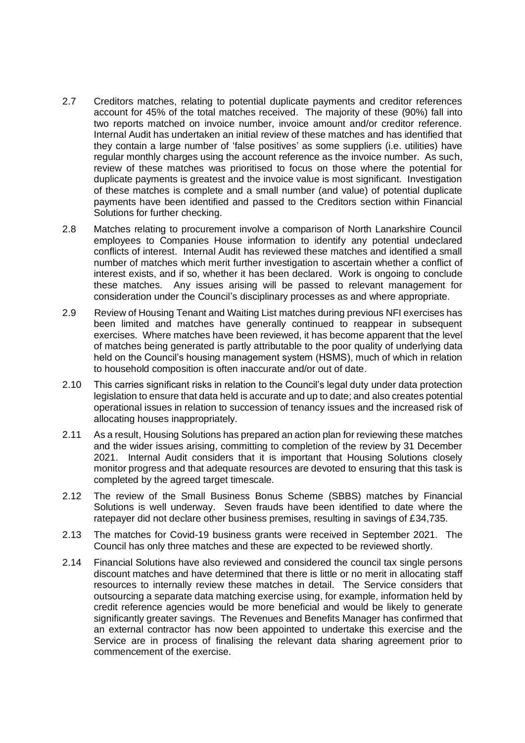2.7 Creditors matches, relating to potential duplicate payments and creditor references account for 45% of the total matches received. The majority of these (90%) fall into two reports matched on invoice number, invoice amount and/or creditor reference. Internal Audit has undertaken an initial review of these matches and has identified that they contain a large number of 'false positives' as some suppliers (i.e. utilities) have regular monthly charges using the account reference as the invoice number. As such, review of these matches was prioritised to focus on those where the potential for duplicate payments is greatest and the invoice value is most significant. Investigation of these matches is complete and a small number (and value) of potential duplicate payments have been identified and passed to the Creditors section within Financial Solutions for further checking.

2.8 Matches relating to procurement involve a comparison of North Lanarkshire Council employees to Companies House information to identify any potential undeclared conflicts of interest. Internal Audit has reviewed these matches and identified a small number of matches which merit further investigation to ascertain whether a conflict of interest exists, and if so, whether it has been declared. Work is ongoing to conclude these matches. Any issues arising will be passed to relevant management for consideration under the Council's disciplinary processes as and where appropriate.

2.9 Review of Housing Tenant and Waiting List matches during previous NFI exercises has been limited and matches have generally continued to reappear in subsequent exercises. Where matches have been reviewed, it has become apparent that the level of matches being generated is partly attributable to the poor quality of underlying data held on the Council's housing management system (HSMS), much of which in relation to household composition is often inaccurate and/or out of date.

2.10 This carries significant risks in relation to the Council's legal duty under data protection legislation to ensure that data held is accurate and up to date; and also creates potential operational issues in relation to succession of tenancy issues and the increased risk of allocating houses inappropriately.

2.11 As a result, Housing Solutions has prepared an action plan for reviewing these matches and the wider issues arising, committing to completion of the review by 31 December 2021. Internal Audit considers that it is important that Housing Solutions closely monitor progress and that adequate resources are devoted to ensuring that this task is completed by the agreed target timescale.

2.12 The review of the Small Business Bonus Scheme (SBBS) matches by Financial Solutions is well underway. Seven frauds have been identified to date where the ratepayer did not declare other business premises, resulting in savings of £34,735.

2.13 The matches for Covid-19 business grants were received in September 2021. The Council has only three matches and these are expected to be reviewed shortly.

2.14 Financial Solutions have also reviewed and considered the council tax single persons discount matches and have determined that there is little or no merit in allocating staff resources to internally review these matches in detail. The Service considers that outsourcing a separate data matching exercise using, for example, information held by credit reference agencies would be more beneficial and would be likely to generate significantly greater savings. The Revenues and Benefits Manager has confirmed that an external contractor has now been appointed to undertake this exercise and the Service are in process of finalising the relevant data sharing agreement prior to commencement of the exercise.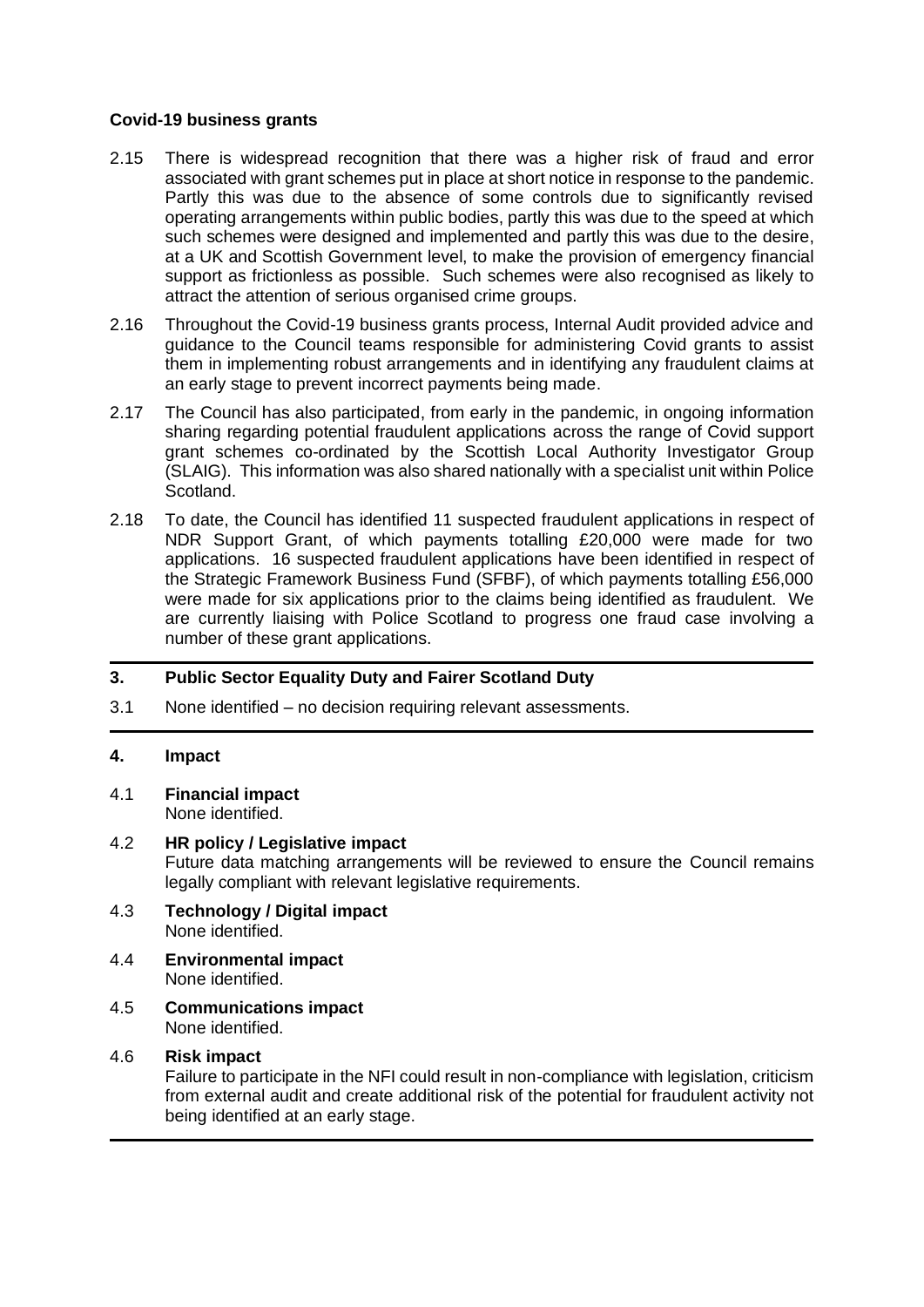**Covid-19 business grants**

2.15 There is widespread recognition that there was a higher risk of fraud and error associated with grant schemes put in place at short notice in response to the pandemic. Partly this was due to the absence of some controls due to significantly revised operating arrangements within public bodies, partly this was due to the speed at which such schemes were designed and implemented and partly this was due to the desire, at a UK and Scottish Government level, to make the provision of emergency financial support as frictionless as possible. Such schemes were also recognised as likely to attract the attention of serious organised crime groups.

2.16 Throughout the Covid-19 business grants process, Internal Audit provided advice and guidance to the Council teams responsible for administering Covid grants to assist them in implementing robust arrangements and in identifying any fraudulent claims at an early stage to prevent incorrect payments being made.

2.17 The Council has also participated, from early in the pandemic, in ongoing information sharing regarding potential fraudulent applications across the range of Covid support grant schemes co-ordinated by the Scottish Local Authority Investigator Group (SLAIG). This information was also shared nationally with a specialist unit within Police Scotland.

2.18 To date, the Council has identified 11 suspected fraudulent applications in respect of NDR Support Grant, of which payments totalling £20,000 were made for two applications. 16 suspected fraudulent applications have been identified in respect of the Strategic Framework Business Fund (SFBF), of which payments totalling £56,000 were made for six applications prior to the claims being identified as fraudulent. We are currently liaising with Police Scotland to progress one fraud case involving a number of these grant applications.

## 3. Public Sector Equality Duty and Fairer Scotland Duty

3.1 None identified – no decision requiring relevant assessments.

## 4. Impact

4.1 **Financial impact**
None identified.

4.2 **HR policy / Legislative impact**
Future data matching arrangements will be reviewed to ensure the Council remains legally compliant with relevant legislative requirements.

4.3 **Technology / Digital impact**
None identified.

4.4 **Environmental impact**
None identified.

4.5 **Communications impact**
None identified.

4.6 **Risk impact**
Failure to participate in the NFI could result in non-compliance with legislation, criticism from external audit and create additional risk of the potential for fraudulent activity not being identified at an early stage.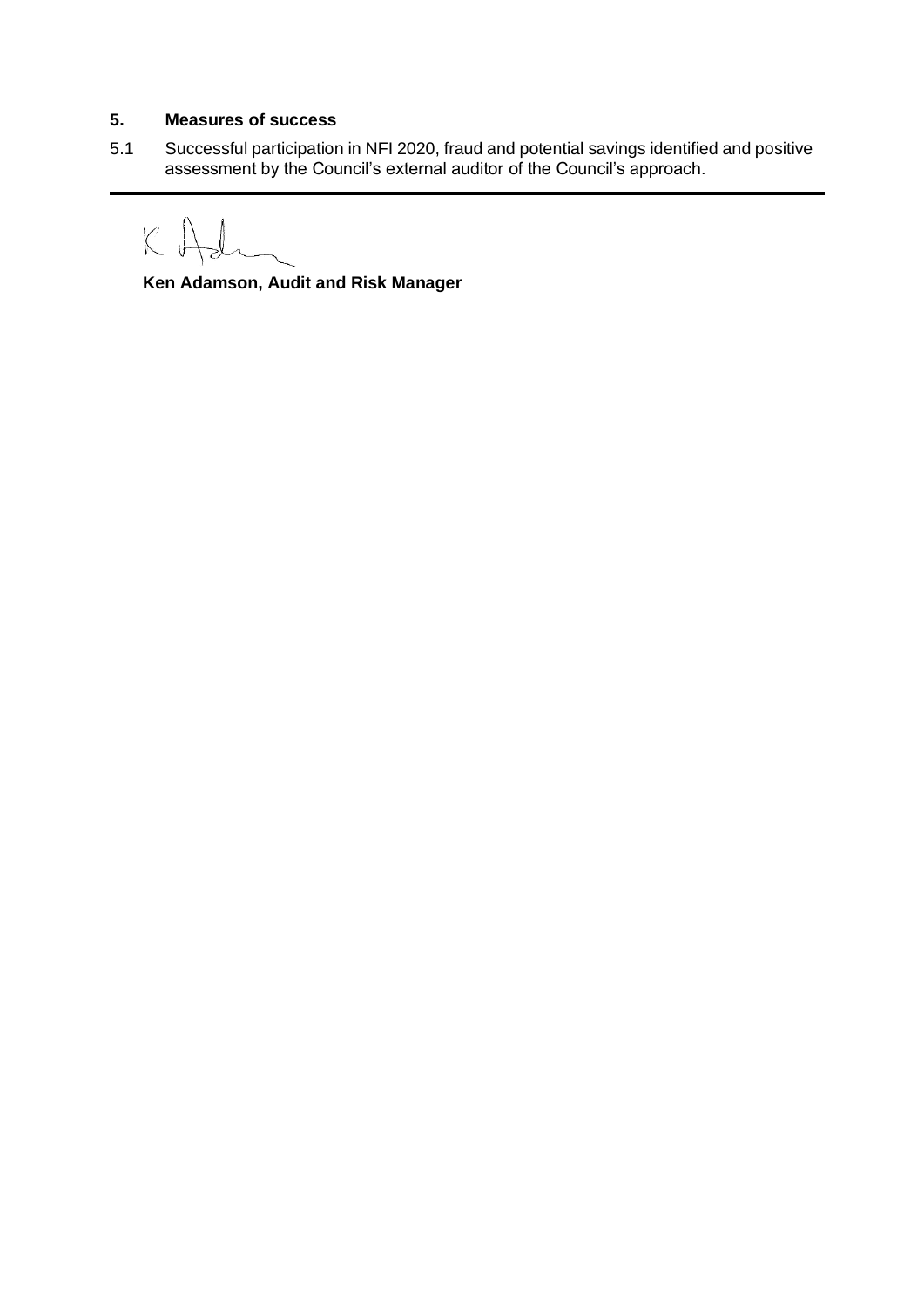## 5. Measures of success

5.1 Successful participation in NFI 2020, fraud and potential savings identified and positive assessment by the Council's external auditor of the Council's approach.

---

**Ken Adamson, Audit and Risk Manager**